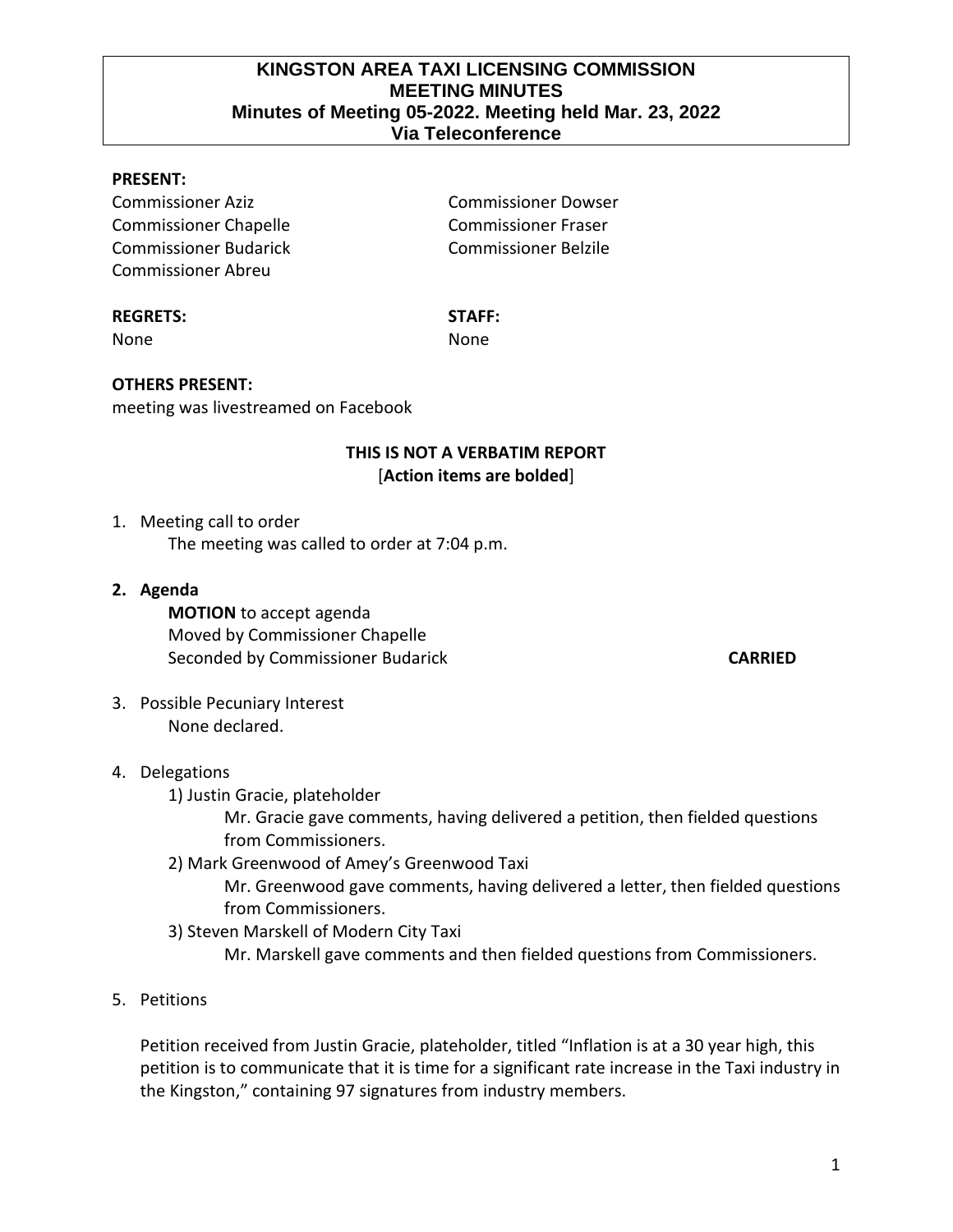# KINGSTON AREA TAXI LICENSING COMMISSION
## MEETING MINUTES
### Minutes of Meeting 05-2022. Meeting held Mar. 23, 2022
### Via Teleconference

**PRESENT:**

Commissioner Aziz
Commissioner Chapelle
Commissioner Budarick
Commissioner Abreu
Commissioner Dowser
Commissioner Fraser
Commissioner Belzile

**REGRETS:**
None

**STAFF:**
None

**OTHERS PRESENT:**
meeting was livestreamed on Facebook

**THIS IS NOT A VERBATIM REPORT**
[**Action items are bolded**]

1. Meeting call to order
   The meeting was called to order at 7:04 p.m.

2. **Agenda**
   **MOTION** to accept agenda
   Moved by Commissioner Chapelle
   Seconded by Commissioner Budarick **CARRIED**

3. Possible Pecuniary Interest
   None declared.

4. Delegations
   1) Justin Gracie, plateholder
      Mr. Gracie gave comments, having delivered a petition, then fielded questions from Commissioners.
   2) Mark Greenwood of Amey's Greenwood Taxi
      Mr. Greenwood gave comments, having delivered a letter, then fielded questions from Commissioners.
   3) Steven Marskell of Modern City Taxi
      Mr. Marskell gave comments and then fielded questions from Commissioners.

5. Petitions

   Petition received from Justin Gracie, plateholder, titled "Inflation is at a 30 year high, this petition is to communicate that it is time for a significant rate increase in the Taxi industry in the Kingston," containing 97 signatures from industry members.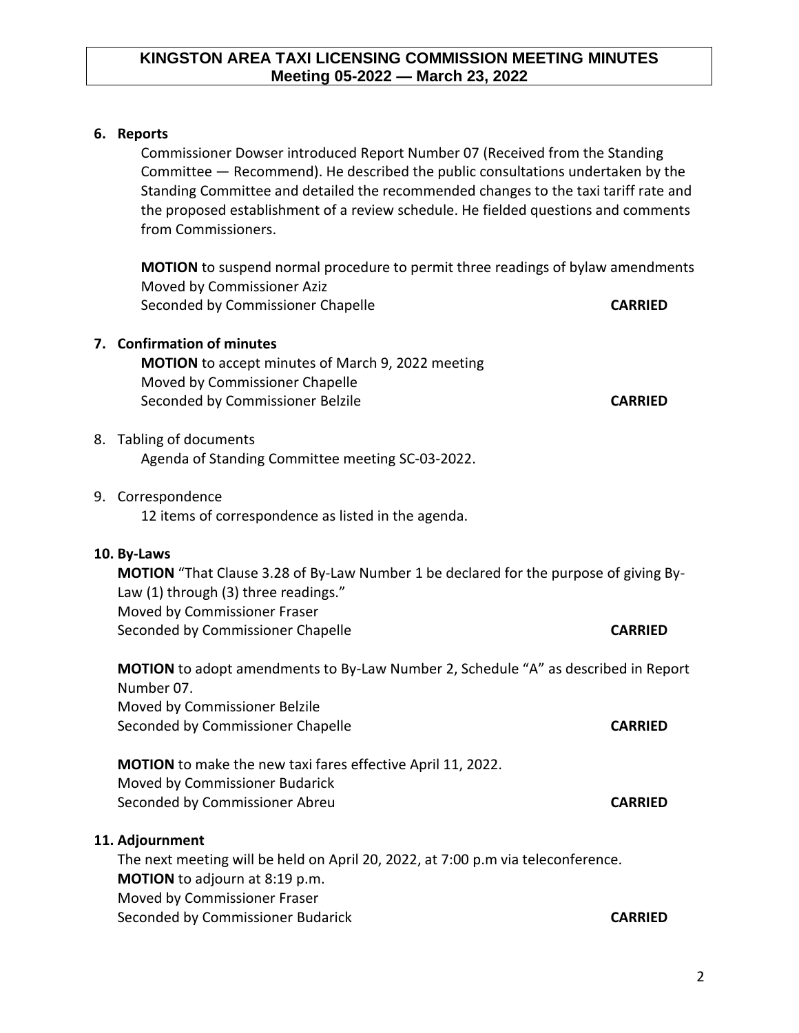## 6. Reports

Commissioner Dowser introduced Report Number 07 (Received from the Standing Committee — Recommend). He described the public consultations undertaken by the Standing Committee and detailed the recommended changes to the taxi tariff rate and the proposed establishment of a review schedule. He fielded questions and comments from Commissioners.

**MOTION** to suspend normal procedure to permit three readings of bylaw amendments
Moved by Commissioner Aziz
Seconded by Commissioner Chapelle **CARRIED**

## 7. Confirmation of minutes

**MOTION** to accept minutes of March 9, 2022 meeting
Moved by Commissioner Chapelle
Seconded by Commissioner Belzile **CARRIED**

8. Tabling of documents

Agenda of Standing Committee meeting SC-03-2022.

9. Correspondence

12 items of correspondence as listed in the agenda.

## 10. By-Laws

**MOTION** "That Clause 3.28 of By-Law Number 1 be declared for the purpose of giving By-Law (1) through (3) three readings."
Moved by Commissioner Fraser
Seconded by Commissioner Chapelle **CARRIED**

**MOTION** to adopt amendments to By-Law Number 2, Schedule "A" as described in Report Number 07.
Moved by Commissioner Belzile
Seconded by Commissioner Chapelle **CARRIED**

**MOTION** to make the new taxi fares effective April 11, 2022.
Moved by Commissioner Budarick
Seconded by Commissioner Abreu **CARRIED**

## 11. Adjournment

The next meeting will be held on April 20, 2022, at 7:00 p.m via teleconference.
**MOTION** to adjourn at 8:19 p.m.
Moved by Commissioner Fraser
Seconded by Commissioner Budarick **CARRIED**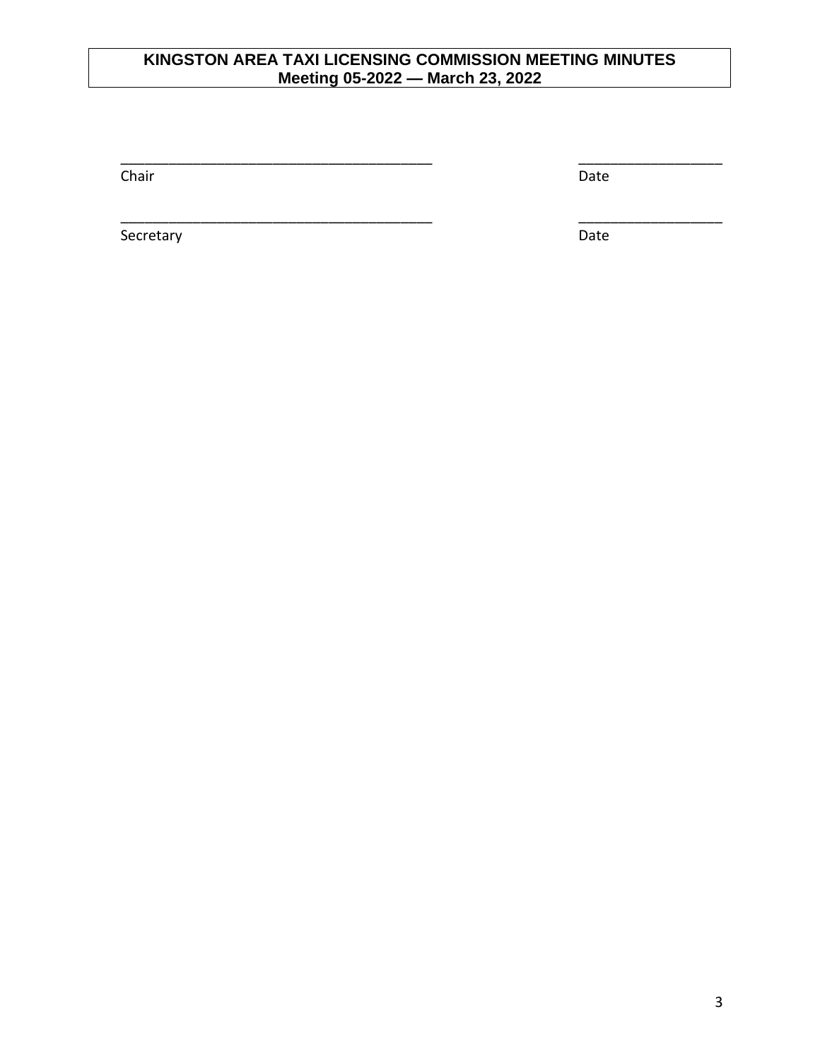\_\_\_\_\_\_\_\_\_\_\_\_\_\_\_\_\_\_\_\_\_\_\_\_\_\_\_\_\_\_\_\_\_\_\_\_\_\_\_\_ \_\_\_\_\_\_\_\_\_\_\_\_\_\_\_\_\_\_\_\_
Chair Date

\_\_\_\_\_\_\_\_\_\_\_\_\_\_\_\_\_\_\_\_\_\_\_\_\_\_\_\_\_\_\_\_\_\_\_\_\_\_\_\_ \_\_\_\_\_\_\_\_\_\_\_\_\_\_\_\_\_\_\_\_
Secretary Date